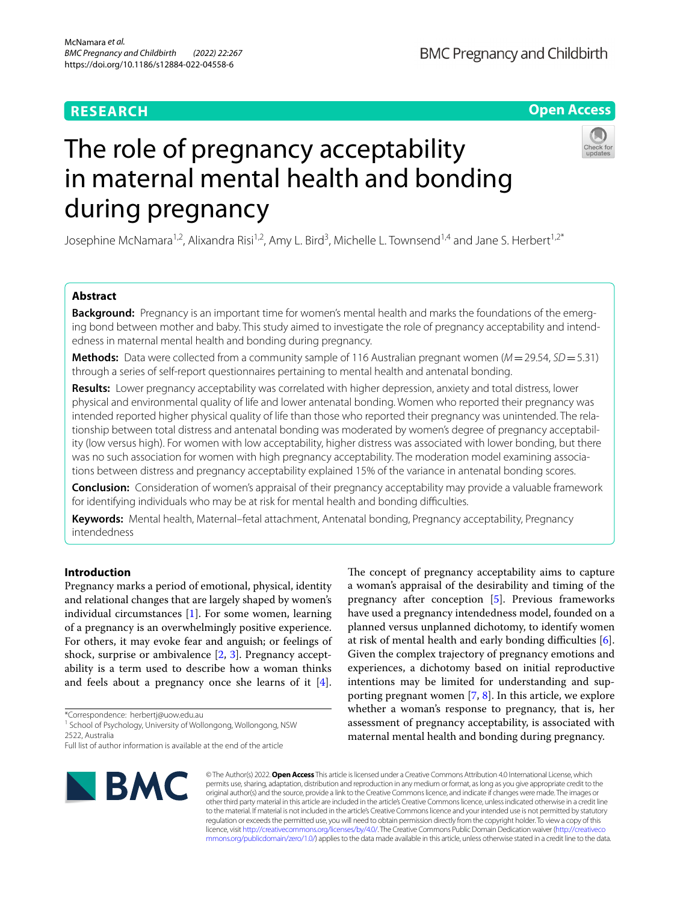**RESEARCH** **Open Access**

# The role of pregnancy acceptability in maternal mental health and bonding during pregnancy

Josephine McNamara[1,2], Alixandra Risi[1,2], Amy L. Bird[3], Michelle L. Townsend[1,4] and Jane S. Herbert[1,2*]

## Abstract

**Background:** Pregnancy is an important time for women's mental health and marks the foundations of the emerging bond between mother and baby. This study aimed to investigate the role of pregnancy acceptability and intendedness in maternal mental health and bonding during pregnancy.

**Methods:** Data were collected from a community sample of 116 Australian pregnant women (*M* = 29.54, *SD* = 5.31) through a series of self-report questionnaires pertaining to mental health and antenatal bonding.

**Results:** Lower pregnancy acceptability was correlated with higher depression, anxiety and total distress, lower physical and environmental quality of life and lower antenatal bonding. Women who reported their pregnancy was intended reported higher physical quality of life than those who reported their pregnancy was unintended. The relationship between total distress and antenatal bonding was moderated by women's degree of pregnancy acceptability (low versus high). For women with low acceptability, higher distress was associated with lower bonding, but there was no such association for women with high pregnancy acceptability. The moderation model examining associations between distress and pregnancy acceptability explained 15% of the variance in antenatal bonding scores.

**Conclusion:** Consideration of women's appraisal of their pregnancy acceptability may provide a valuable framework for identifying individuals who may be at risk for mental health and bonding difficulties.

**Keywords:** Mental health, Maternal–fetal attachment, Antenatal bonding, Pregnancy acceptability, Pregnancy intendedness

## Introduction

Pregnancy marks a period of emotional, physical, identity and relational changes that are largely shaped by women's individual circumstances [1]. For some women, learning of a pregnancy is an overwhelmingly positive experience. For others, it may evoke fear and anguish; or feelings of shock, surprise or ambivalence [2, 3]. Pregnancy acceptability is a term used to describe how a woman thinks and feels about a pregnancy once she learns of it [4].

The concept of pregnancy acceptability aims to capture a woman's appraisal of the desirability and timing of the pregnancy after conception [5]. Previous frameworks have used a pregnancy intendedness model, founded on a planned versus unplanned dichotomy, to identify women at risk of mental health and early bonding difficulties [6]. Given the complex trajectory of pregnancy emotions and experiences, a dichotomy based on initial reproductive intentions may be limited for understanding and supporting pregnant women [7, 8]. In this article, we explore whether a woman's response to pregnancy, that is, her assessment of pregnancy acceptability, is associated with maternal mental health and bonding during pregnancy.

*Correspondence: herbertj@uow.edu.au

[1] School of Psychology, University of Wollongong, Wollongong, NSW 2522, Australia

Full list of author information is available at the end of the article

© The Author(s) 2022. **Open Access** This article is licensed under a Creative Commons Attribution 4.0 International License, which permits use, sharing, adaptation, distribution and reproduction in any medium or format, as long as you give appropriate credit to the original author(s) and the source, provide a link to the Creative Commons licence, and indicate if changes were made. The images or other third party material in this article are included in the article's Creative Commons licence, unless indicated otherwise in a credit line to the material. If material is not included in the article's Creative Commons licence and your intended use is not permitted by statutory regulation or exceeds the permitted use, you will need to obtain permission directly from the copyright holder. To view a copy of this licence, visit http://creativecommons.org/licenses/by/4.0/. The Creative Commons Public Domain Dedication waiver (http://creativecommons.org/publicdomain/zero/1.0/) applies to the data made available in this article, unless otherwise stated in a credit line to the data.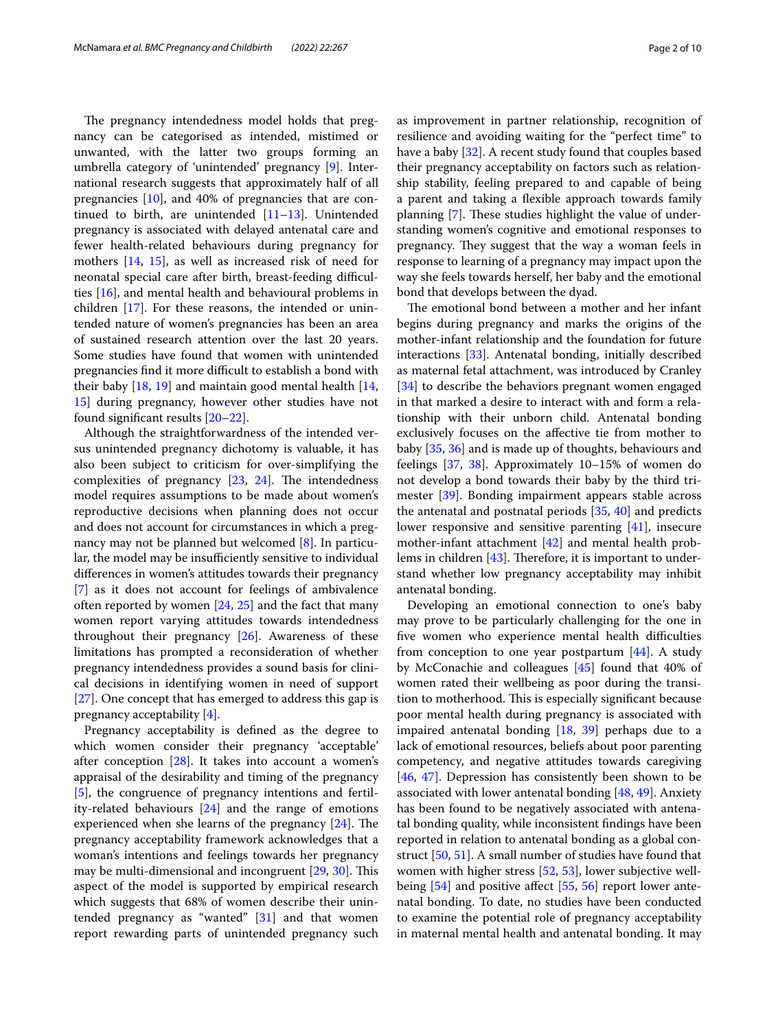The pregnancy intendedness model holds that pregnancy can be categorised as intended, mistimed or unwanted, with the latter two groups forming an umbrella category of 'unintended' pregnancy [9]. International research suggests that approximately half of all pregnancies [10], and 40% of pregnancies that are continued to birth, are unintended [11–13]. Unintended pregnancy is associated with delayed antenatal care and fewer health-related behaviours during pregnancy for mothers [14, 15], as well as increased risk of need for neonatal special care after birth, breast-feeding difficulties [16], and mental health and behavioural problems in children [17]. For these reasons, the intended or unintended nature of women's pregnancies has been an area of sustained research attention over the last 20 years. Some studies have found that women with unintended pregnancies find it more difficult to establish a bond with their baby [18, 19] and maintain good mental health [14, 15] during pregnancy, however other studies have not found significant results [20–22].

Although the straightforwardness of the intended versus unintended pregnancy dichotomy is valuable, it has also been subject to criticism for over-simplifying the complexities of pregnancy [23, 24]. The intendedness model requires assumptions to be made about women's reproductive decisions when planning does not occur and does not account for circumstances in which a pregnancy may not be planned but welcomed [8]. In particular, the model may be insufficiently sensitive to individual differences in women's attitudes towards their pregnancy [7] as it does not account for feelings of ambivalence often reported by women [24, 25] and the fact that many women report varying attitudes towards intendedness throughout their pregnancy [26]. Awareness of these limitations has prompted a reconsideration of whether pregnancy intendedness provides a sound basis for clinical decisions in identifying women in need of support [27]. One concept that has emerged to address this gap is pregnancy acceptability [4].

Pregnancy acceptability is defined as the degree to which women consider their pregnancy 'acceptable' after conception [28]. It takes into account a women's appraisal of the desirability and timing of the pregnancy [5], the congruence of pregnancy intentions and fertility-related behaviours [24] and the range of emotions experienced when she learns of the pregnancy [24]. The pregnancy acceptability framework acknowledges that a woman's intentions and feelings towards her pregnancy may be multi-dimensional and incongruent [29, 30]. This aspect of the model is supported by empirical research which suggests that 68% of women describe their unintended pregnancy as "wanted" [31] and that women report rewarding parts of unintended pregnancy such as improvement in partner relationship, recognition of resilience and avoiding waiting for the "perfect time" to have a baby [32]. A recent study found that couples based their pregnancy acceptability on factors such as relationship stability, feeling prepared to and capable of being a parent and taking a flexible approach towards family planning [7]. These studies highlight the value of understanding women's cognitive and emotional responses to pregnancy. They suggest that the way a woman feels in response to learning of a pregnancy may impact upon the way she feels towards herself, her baby and the emotional bond that develops between the dyad.

The emotional bond between a mother and her infant begins during pregnancy and marks the origins of the mother-infant relationship and the foundation for future interactions [33]. Antenatal bonding, initially described as maternal fetal attachment, was introduced by Cranley [34] to describe the behaviors pregnant women engaged in that marked a desire to interact with and form a relationship with their unborn child. Antenatal bonding exclusively focuses on the affective tie from mother to baby [35, 36] and is made up of thoughts, behaviours and feelings [37, 38]. Approximately 10–15% of women do not develop a bond towards their baby by the third trimester [39]. Bonding impairment appears stable across the antenatal and postnatal periods [35, 40] and predicts lower responsive and sensitive parenting [41], insecure mother-infant attachment [42] and mental health problems in children [43]. Therefore, it is important to understand whether low pregnancy acceptability may inhibit antenatal bonding.

Developing an emotional connection to one's baby may prove to be particularly challenging for the one in five women who experience mental health difficulties from conception to one year postpartum [44]. A study by McConachie and colleagues [45] found that 40% of women rated their wellbeing as poor during the transition to motherhood. This is especially significant because poor mental health during pregnancy is associated with impaired antenatal bonding [18, 39] perhaps due to a lack of emotional resources, beliefs about poor parenting competency, and negative attitudes towards caregiving [46, 47]. Depression has consistently been shown to be associated with lower antenatal bonding [48, 49]. Anxiety has been found to be negatively associated with antenatal bonding quality, while inconsistent findings have been reported in relation to antenatal bonding as a global construct [50, 51]. A small number of studies have found that women with higher stress [52, 53], lower subjective wellbeing [54] and positive affect [55, 56] report lower antenatal bonding. To date, no studies have been conducted to examine the potential role of pregnancy acceptability in maternal mental health and antenatal bonding. It may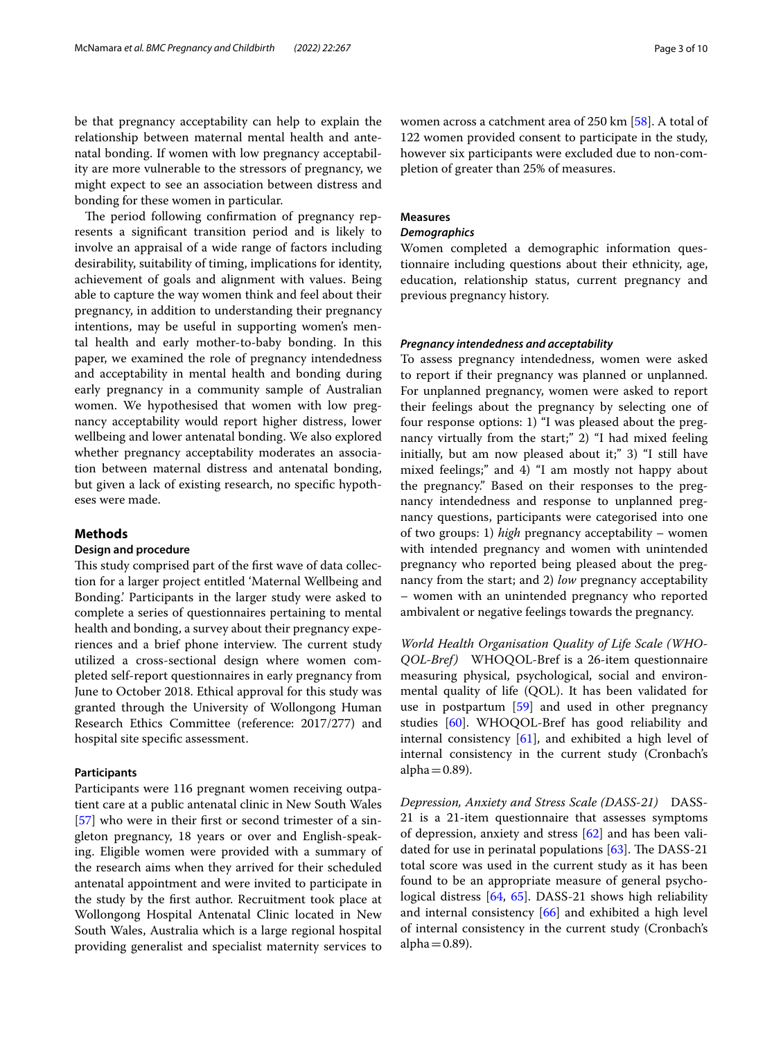be that pregnancy acceptability can help to explain the relationship between maternal mental health and antenatal bonding. If women with low pregnancy acceptability are more vulnerable to the stressors of pregnancy, we might expect to see an association between distress and bonding for these women in particular.

The period following confirmation of pregnancy represents a significant transition period and is likely to involve an appraisal of a wide range of factors including desirability, suitability of timing, implications for identity, achievement of goals and alignment with values. Being able to capture the way women think and feel about their pregnancy, in addition to understanding their pregnancy intentions, may be useful in supporting women's mental health and early mother-to-baby bonding. In this paper, we examined the role of pregnancy intendedness and acceptability in mental health and bonding during early pregnancy in a community sample of Australian women. We hypothesised that women with low pregnancy acceptability would report higher distress, lower wellbeing and lower antenatal bonding. We also explored whether pregnancy acceptability moderates an association between maternal distress and antenatal bonding, but given a lack of existing research, no specific hypotheses were made.

## Methods

### Design and procedure

This study comprised part of the first wave of data collection for a larger project entitled 'Maternal Wellbeing and Bonding.' Participants in the larger study were asked to complete a series of questionnaires pertaining to mental health and bonding, a survey about their pregnancy experiences and a brief phone interview. The current study utilized a cross-sectional design where women completed self-report questionnaires in early pregnancy from June to October 2018. Ethical approval for this study was granted through the University of Wollongong Human Research Ethics Committee (reference: 2017/277) and hospital site specific assessment.

### Participants

Participants were 116 pregnant women receiving outpatient care at a public antenatal clinic in New South Wales [57] who were in their first or second trimester of a singleton pregnancy, 18 years or over and English-speaking. Eligible women were provided with a summary of the research aims when they arrived for their scheduled antenatal appointment and were invited to participate in the study by the first author. Recruitment took place at Wollongong Hospital Antenatal Clinic located in New South Wales, Australia which is a large regional hospital providing generalist and specialist maternity services to women across a catchment area of 250 km [58]. A total of 122 women provided consent to participate in the study, however six participants were excluded due to non-completion of greater than 25% of measures.

### Measures

#### *Demographics*

Women completed a demographic information questionnaire including questions about their ethnicity, age, education, relationship status, current pregnancy and previous pregnancy history.

#### *Pregnancy intendedness and acceptability*

To assess pregnancy intendedness, women were asked to report if their pregnancy was planned or unplanned. For unplanned pregnancy, women were asked to report their feelings about the pregnancy by selecting one of four response options: 1) "I was pleased about the pregnancy virtually from the start;" 2) "I had mixed feeling initially, but am now pleased about it;" 3) "I still have mixed feelings;" and 4) "I am mostly not happy about the pregnancy." Based on their responses to the pregnancy intendedness and response to unplanned pregnancy questions, participants were categorised into one of two groups: 1) *high* pregnancy acceptability – women with intended pregnancy and women with unintended pregnancy who reported being pleased about the pregnancy from the start; and 2) *low* pregnancy acceptability – women with an unintended pregnancy who reported ambivalent or negative feelings towards the pregnancy.

*World Health Organisation Quality of Life Scale (WHOQOL-Bref)* WHOQOL-Bref is a 26-item questionnaire measuring physical, psychological, social and environmental quality of life (QOL). It has been validated for use in postpartum [59] and used in other pregnancy studies [60]. WHOQOL-Bref has good reliability and internal consistency [61], and exhibited a high level of internal consistency in the current study (Cronbach's alpha = 0.89).

*Depression, Anxiety and Stress Scale (DASS-21)* DASS-21 is a 21-item questionnaire that assesses symptoms of depression, anxiety and stress [62] and has been validated for use in perinatal populations [63]. The DASS-21 total score was used in the current study as it has been found to be an appropriate measure of general psychological distress [64, 65]. DASS-21 shows high reliability and internal consistency [66] and exhibited a high level of internal consistency in the current study (Cronbach's alpha = 0.89).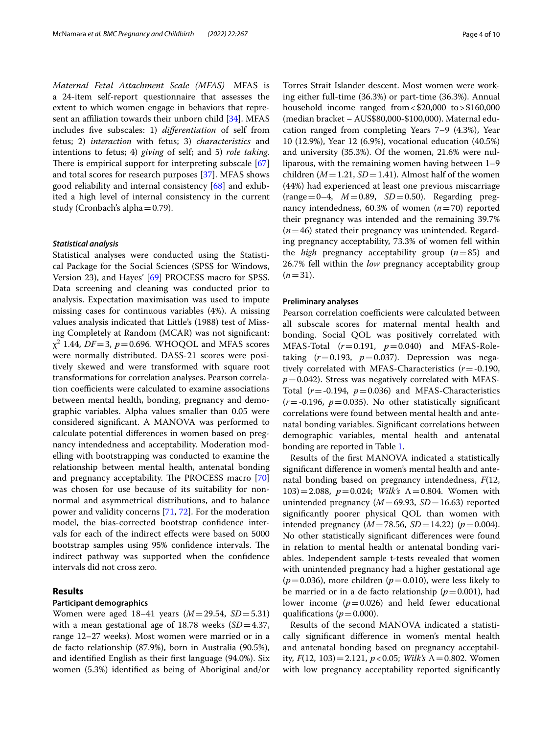*Maternal Fetal Attachment Scale (MFAS)* MFAS is a 24-item self-report questionnaire that assesses the extent to which women engage in behaviors that represent an affiliation towards their unborn child [34]. MFAS includes five subscales: 1) *differentiation* of self from fetus; 2) *interaction* with fetus; 3) *characteristics* and intentions to fetus; 4) *giving* of self; and 5) *role taking*. There is empirical support for interpreting subscale [67] and total scores for research purposes [37]. MFAS shows good reliability and internal consistency [68] and exhibited a high level of internal consistency in the current study (Cronbach's alpha = 0.79).

### *Statistical analysis*

Statistical analyses were conducted using the Statistical Package for the Social Sciences (SPSS for Windows, Version 23), and Hayes' [69] PROCESS macro for SPSS. Data screening and cleaning was conducted prior to analysis. Expectation maximisation was used to impute missing cases for continuous variables (4%). A missing values analysis indicated that Little's (1988) test of Missing Completely at Random (MCAR) was not significant: $\chi^2$ 1.44, $DF = 3$, $p = 0.696$. WHOQOL and MFAS scores were normally distributed. DASS-21 scores were positively skewed and were transformed with square root transformations for correlation analyses. Pearson correlation coefficients were calculated to examine associations between mental health, bonding, pregnancy and demographic variables. Alpha values smaller than 0.05 were considered significant. A MANOVA was performed to calculate potential differences in women based on pregnancy intendedness and acceptability. Moderation modelling with bootstrapping was conducted to examine the relationship between mental health, antenatal bonding and pregnancy acceptability. The PROCESS macro [70] was chosen for use because of its suitability for non-normal and asymmetrical distributions, and to balance power and validity concerns [71, 72]. For the moderation model, the bias-corrected bootstrap confidence intervals for each of the indirect effects were based on 5000 bootstrap samples using 95% confidence intervals. The indirect pathway was supported when the confidence intervals did not cross zero.

## Results

### Participant demographics

Women were aged 18–41 years ($M = 29.54$, $SD = 5.31$) with a mean gestational age of 18.78 weeks ($SD = 4.37$, range 12–27 weeks). Most women were married or in a de facto relationship (87.9%), born in Australia (90.5%), and identified English as their first language (94.0%). Six women (5.3%) identified as being of Aboriginal and/or Torres Strait Islander descent. Most women were working either full-time (36.3%) or part-time (36.3%). Annual household income ranged from < $20,000 to > $160,000 (median bracket – AUS$80,000-$100,000). Maternal education ranged from completing Years 7–9 (4.3%), Year 10 (12.9%), Year 12 (6.9%), vocational education (40.5%) and university (35.3%). Of the women, 21.6% were nulliparous, with the remaining women having between 1–9 children ($M = 1.21$, $SD = 1.41$). Almost half of the women (44%) had experienced at least one previous miscarriage (range = 0–4, $M = 0.89$, $SD = 0.50$). Regarding pregnancy intendedness, 60.3% of women ($n = 70$) reported their pregnancy was intended and the remaining 39.7% ($n = 46$) stated their pregnancy was unintended. Regarding pregnancy acceptability, 73.3% of women fell within the *high* pregnancy acceptability group ($n = 85$) and 26.7% fell within the *low* pregnancy acceptability group ($n = 31$).

### Preliminary analyses

Pearson correlation coefficients were calculated between all subscale scores for maternal mental health and bonding. Social QOL was positively correlated with MFAS-Total ($r = 0.191$, $p = 0.040$) and MFAS-Role-taking ($r = 0.193$, $p = 0.037$). Depression was negatively correlated with MFAS-Characteristics ($r = -0.190$, $p = 0.042$). Stress was negatively correlated with MFAS-Total ($r = -0.194$, $p = 0.036$) and MFAS-Characteristics ($r = -0.196$, $p = 0.035$). No other statistically significant correlations were found between mental health and antenatal bonding variables. Significant correlations between demographic variables, mental health and antenatal bonding are reported in Table 1.

Results of the first MANOVA indicated a statistically significant difference in women's mental health and antenatal bonding based on pregnancy intendedness, $F(12, 103) = 2.088$, $p = 0.024$; *Wilk's* $\Lambda = 0.804$. Women with unintended pregnancy ($M = 69.93$, $SD = 16.63$) reported significantly poorer physical QOL than women with intended pregnancy ($M = 78.56$, $SD = 14.22$) ($p = 0.004$). No other statistically significant differences were found in relation to mental health or antenatal bonding variables. Independent sample t-tests revealed that women with unintended pregnancy had a higher gestational age ($p = 0.036$), more children ($p = 0.010$), were less likely to be married or in a de facto relationship ($p = 0.001$), had lower income ($p = 0.026$) and held fewer educational qualifications ($p = 0.000$).

Results of the second MANOVA indicated a statistically significant difference in women's mental health and antenatal bonding based on pregnancy acceptability, $F(12, 103) = 2.121$, $p < 0.05$; *Wilk's* $\Lambda = 0.802$. Women with low pregnancy acceptability reported significantly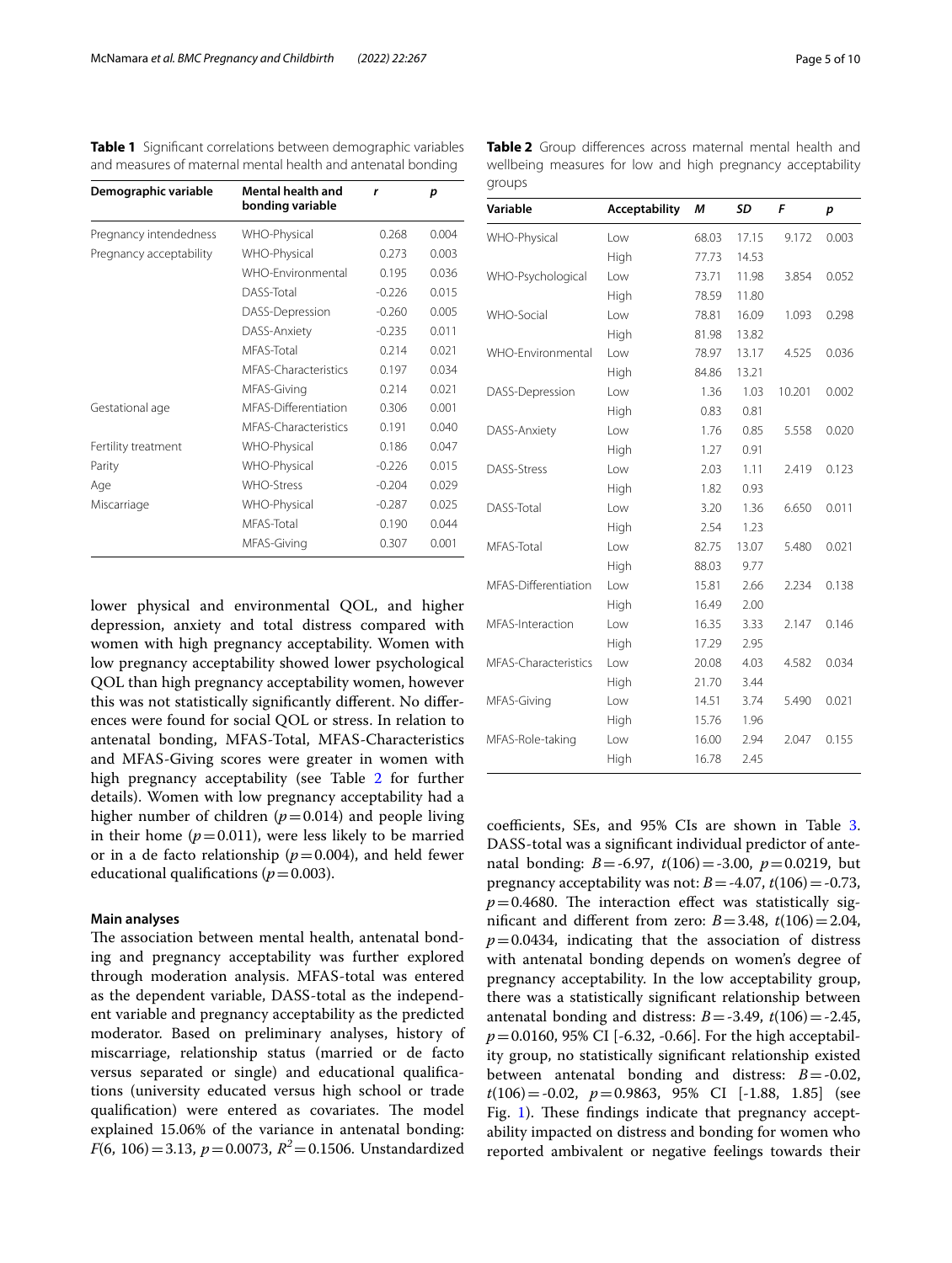**Table 1** Significant correlations between demographic variables and measures of maternal mental health and antenatal bonding

| Demographic variable | Mental health and bonding variable | *r* | *p* |
|---|---|---|---|
| Pregnancy intendedness | WHO-Physical | 0.268 | 0.004 |
| Pregnancy acceptability | WHO-Physical | 0.273 | 0.003 |
| | WHO-Environmental | 0.195 | 0.036 |
| | DASS-Total | -0.226 | 0.015 |
| | DASS-Depression | -0.260 | 0.005 |
| | DASS-Anxiety | -0.235 | 0.011 |
| | MFAS-Total | 0.214 | 0.021 |
| | MFAS-Characteristics | 0.197 | 0.034 |
| | MFAS-Giving | 0.214 | 0.021 |
| Gestational age | MFAS-Differentiation | 0.306 | 0.001 |
| | MFAS-Characteristics | 0.191 | 0.040 |
| Fertility treatment | WHO-Physical | 0.186 | 0.047 |
| Parity | WHO-Physical | -0.226 | 0.015 |
| Age | WHO-Stress | -0.204 | 0.029 |
| Miscarriage | WHO-Physical | -0.287 | 0.025 |
| | MFAS-Total | 0.190 | 0.044 |
| | MFAS-Giving | 0.307 | 0.001 |

lower physical and environmental QOL, and higher depression, anxiety and total distress compared with women with high pregnancy acceptability. Women with low pregnancy acceptability showed lower psychological QOL than high pregnancy acceptability women, however this was not statistically significantly different. No differences were found for social QOL or stress. In relation to antenatal bonding, MFAS-Total, MFAS-Characteristics and MFAS-Giving scores were greater in women with high pregnancy acceptability (see Table 2 for further details). Women with low pregnancy acceptability had a higher number of children ($p = 0.014$) and people living in their home ($p = 0.011$), were less likely to be married or in a de facto relationship ($p = 0.004$), and held fewer educational qualifications ($p = 0.003$).

**Table 2** Group differences across maternal mental health and wellbeing measures for low and high pregnancy acceptability groups

| Variable | Acceptability | *M* | *SD* | *F* | *p* |
|---|---|---|---|---|---|
| WHO-Physical | Low | 68.03 | 17.15 | 9.172 | 0.003 |
| | High | 77.73 | 14.53 | | |
| WHO-Psychological | Low | 73.71 | 11.98 | 3.854 | 0.052 |
| | High | 78.59 | 11.80 | | |
| WHO-Social | Low | 78.81 | 16.09 | 1.093 | 0.298 |
| | High | 81.98 | 13.82 | | |
| WHO-Environmental | Low | 78.97 | 13.17 | 4.525 | 0.036 |
| | High | 84.86 | 13.21 | | |
| DASS-Depression | Low | 1.36 | 1.03 | 10.201 | 0.002 |
| | High | 0.83 | 0.81 | | |
| DASS-Anxiety | Low | 1.76 | 0.85 | 5.558 | 0.020 |
| | High | 1.27 | 0.91 | | |
| DASS-Stress | Low | 2.03 | 1.11 | 2.419 | 0.123 |
| | High | 1.82 | 0.93 | | |
| DASS-Total | Low | 3.20 | 1.36 | 6.650 | 0.011 |
| | High | 2.54 | 1.23 | | |
| MFAS-Total | Low | 82.75 | 13.07 | 5.480 | 0.021 |
| | High | 88.03 | 9.77 | | |
| MFAS-Differentiation | Low | 15.81 | 2.66 | 2.234 | 0.138 |
| | High | 16.49 | 2.00 | | |
| MFAS-Interaction | Low | 16.35 | 3.33 | 2.147 | 0.146 |
| | High | 17.29 | 2.95 | | |
| MFAS-Characteristics | Low | 20.08 | 4.03 | 4.582 | 0.034 |
| | High | 21.70 | 3.44 | | |
| MFAS-Giving | Low | 14.51 | 3.74 | 5.490 | 0.021 |
| | High | 15.76 | 1.96 | | |
| MFAS-Role-taking | Low | 16.00 | 2.94 | 2.047 | 0.155 |
| | High | 16.78 | 2.45 | | |

### Main analyses

The association between mental health, antenatal bonding and pregnancy acceptability was further explored through moderation analysis. MFAS-total was entered as the dependent variable, DASS-total as the independent variable and pregnancy acceptability as the predicted moderator. Based on preliminary analyses, history of miscarriage, relationship status (married or de facto versus separated or single) and educational qualifications (university educated versus high school or trade qualification) were entered as covariates. The model explained 15.06% of the variance in antenatal bonding: $F(6, 106) = 3.13$, $p = 0.0073$, $R^2 = 0.1506$. Unstandardized coefficients, SEs, and 95% CIs are shown in Table 3. DASS-total was a significant individual predictor of antenatal bonding: $B = -6.97$, $t(106) = -3.00$, $p = 0.0219$, but pregnancy acceptability was not: $B = -4.07$, $t(106) = -0.73$, $p = 0.4680$. The interaction effect was statistically significant and different from zero: $B = 3.48$, $t(106) = 2.04$, $p = 0.0434$, indicating that the association of distress with antenatal bonding depends on women's degree of pregnancy acceptability. In the low acceptability group, there was a statistically significant relationship between antenatal bonding and distress: $B = -3.49$, $t(106) = -2.45$, $p = 0.0160$, 95% CI [-6.32, -0.66]. For the high acceptability group, no statistically significant relationship existed between antenatal bonding and distress: $B = -0.02$, $t(106) = -0.02$, $p = 0.9863$, 95% CI [-1.88, 1.85] (see Fig. 1). These findings indicate that pregnancy acceptability impacted on distress and bonding for women who reported ambivalent or negative feelings towards their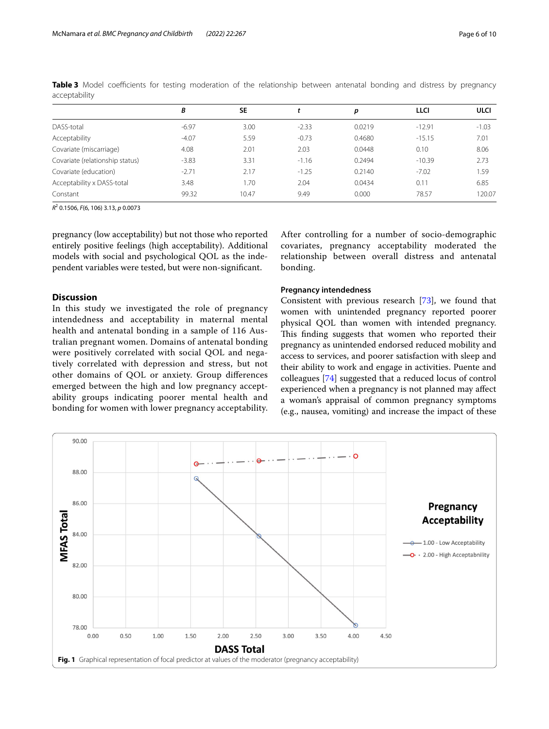**Table 3** Model coefficients for testing moderation of the relationship between antenatal bonding and distress by pregnancy acceptability

| | *B* | SE | *t* | *p* | LLCI | ULCI |
|---|---|---|---|---|---|---|
| DASS-total | -6.97 | 3.00 | -2.33 | 0.0219 | -12.91 | -1.03 |
| Acceptability | -4.07 | 5.59 | -0.73 | 0.4680 | -15.15 | 7.01 |
| Covariate (miscarriage) | 4.08 | 2.01 | 2.03 | 0.0448 | 0.10 | 8.06 |
| Covariate (relationship status) | -3.83 | 3.31 | -1.16 | 0.2494 | -10.39 | 2.73 |
| Covariate (education) | -2.71 | 2.17 | -1.25 | 0.2140 | -7.02 | 1.59 |
| Acceptability x DASS-total | 3.48 | 1.70 | 2.04 | 0.0434 | 0.11 | 6.85 |
| Constant | 99.32 | 10.47 | 9.49 | 0.000 | 78.57 | 120.07 |

$R^2$ 0.1506, $F(6, 106)$ 3.13, $p$ 0.0073

pregnancy (low acceptability) but not those who reported entirely positive feelings (high acceptability). Additional models with social and psychological QOL as the independent variables were tested, but were non-significant.

## Discussion

In this study we investigated the role of pregnancy intendedness and acceptability in maternal mental health and antenatal bonding in a sample of 116 Australian pregnant women. Domains of antenatal bonding were positively correlated with social QOL and negatively correlated with depression and stress, but not other domains of QOL or anxiety. Group differences emerged between the high and low pregnancy acceptability groups indicating poorer mental health and bonding for women with lower pregnancy acceptability. After controlling for a number of socio-demographic covariates, pregnancy acceptability moderated the relationship between overall distress and antenatal bonding.

### Pregnancy intendedness

Consistent with previous research [73], we found that women with unintended pregnancy reported poorer physical QOL than women with intended pregnancy. This finding suggests that women who reported their pregnancy as unintended endorsed reduced mobility and access to services, and poorer satisfaction with sleep and their ability to work and engage in activities. Puente and colleagues [74] suggested that a reduced locus of control experienced when a pregnancy is not planned may affect a woman's appraisal of common pregnancy symptoms (e.g., nausea, vomiting) and increase the impact of these

**Fig. 1** Graphical representation of focal predictor at values of the moderator (pregnancy acceptability)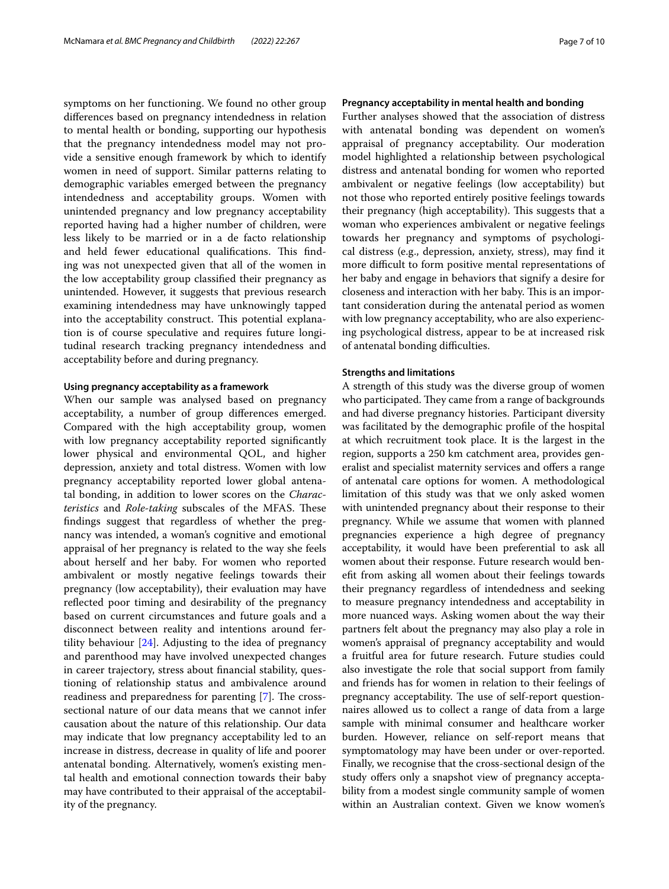symptoms on her functioning. We found no other group differences based on pregnancy intendedness in relation to mental health or bonding, supporting our hypothesis that the pregnancy intendedness model may not provide a sensitive enough framework by which to identify women in need of support. Similar patterns relating to demographic variables emerged between the pregnancy intendedness and acceptability groups. Women with unintended pregnancy and low pregnancy acceptability reported having had a higher number of children, were less likely to be married or in a de facto relationship and held fewer educational qualifications. This finding was not unexpected given that all of the women in the low acceptability group classified their pregnancy as unintended. However, it suggests that previous research examining intendedness may have unknowingly tapped into the acceptability construct. This potential explanation is of course speculative and requires future longitudinal research tracking pregnancy intendedness and acceptability before and during pregnancy.

### Using pregnancy acceptability as a framework

When our sample was analysed based on pregnancy acceptability, a number of group differences emerged. Compared with the high acceptability group, women with low pregnancy acceptability reported significantly lower physical and environmental QOL, and higher depression, anxiety and total distress. Women with low pregnancy acceptability reported lower global antenatal bonding, in addition to lower scores on the *Characteristics* and *Role-taking* subscales of the MFAS. These findings suggest that regardless of whether the pregnancy was intended, a woman's cognitive and emotional appraisal of her pregnancy is related to the way she feels about herself and her baby. For women who reported ambivalent or mostly negative feelings towards their pregnancy (low acceptability), their evaluation may have reflected poor timing and desirability of the pregnancy based on current circumstances and future goals and a disconnect between reality and intentions around fertility behaviour [24]. Adjusting to the idea of pregnancy and parenthood may have involved unexpected changes in career trajectory, stress about financial stability, questioning of relationship status and ambivalence around readiness and preparedness for parenting [7]. The cross-sectional nature of our data means that we cannot infer causation about the nature of this relationship. Our data may indicate that low pregnancy acceptability led to an increase in distress, decrease in quality of life and poorer antenatal bonding. Alternatively, women's existing mental health and emotional connection towards their baby may have contributed to their appraisal of the acceptability of the pregnancy.

### Pregnancy acceptability in mental health and bonding

Further analyses showed that the association of distress with antenatal bonding was dependent on women's appraisal of pregnancy acceptability. Our moderation model highlighted a relationship between psychological distress and antenatal bonding for women who reported ambivalent or negative feelings (low acceptability) but not those who reported entirely positive feelings towards their pregnancy (high acceptability). This suggests that a woman who experiences ambivalent or negative feelings towards her pregnancy and symptoms of psychological distress (e.g., depression, anxiety, stress), may find it more difficult to form positive mental representations of her baby and engage in behaviors that signify a desire for closeness and interaction with her baby. This is an important consideration during the antenatal period as women with low pregnancy acceptability, who are also experiencing psychological distress, appear to be at increased risk of antenatal bonding difficulties.

### Strengths and limitations

A strength of this study was the diverse group of women who participated. They came from a range of backgrounds and had diverse pregnancy histories. Participant diversity was facilitated by the demographic profile of the hospital at which recruitment took place. It is the largest in the region, supports a 250 km catchment area, provides generalist and specialist maternity services and offers a range of antenatal care options for women. A methodological limitation of this study was that we only asked women with unintended pregnancy about their response to their pregnancy. While we assume that women with planned pregnancies experience a high degree of pregnancy acceptability, it would have been preferential to ask all women about their response. Future research would benefit from asking all women about their feelings towards their pregnancy regardless of intendedness and seeking to measure pregnancy intendedness and acceptability in more nuanced ways. Asking women about the way their partners felt about the pregnancy may also play a role in women's appraisal of pregnancy acceptability and would a fruitful area for future research. Future studies could also investigate the role that social support from family and friends has for women in relation to their feelings of pregnancy acceptability. The use of self-report questionnaires allowed us to collect a range of data from a large sample with minimal consumer and healthcare worker burden. However, reliance on self-report means that symptomatology may have been under or over-reported. Finally, we recognise that the cross-sectional design of the study offers only a snapshot view of pregnancy acceptability from a modest single community sample of women within an Australian context. Given we know women's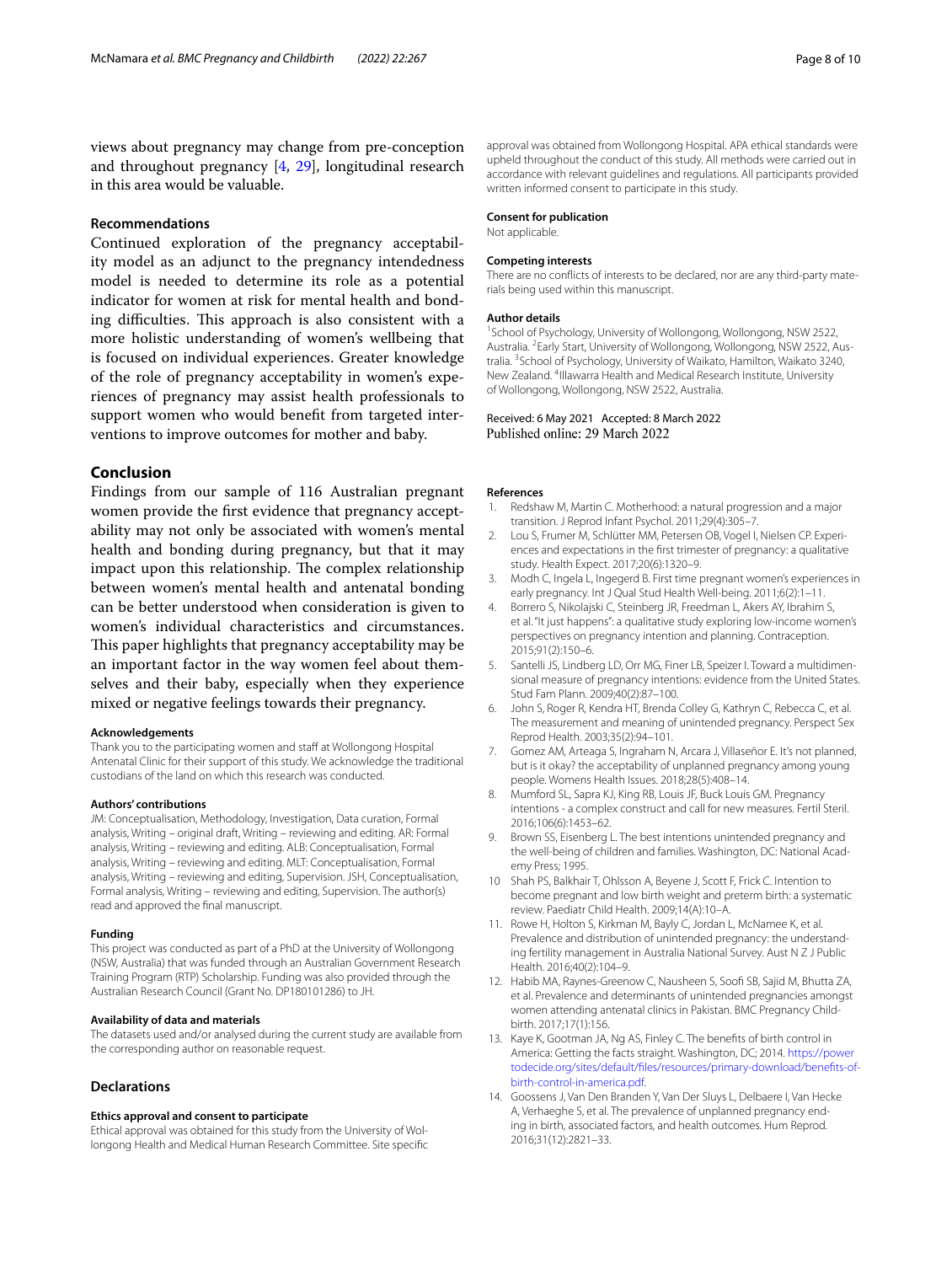views about pregnancy may change from pre-conception and throughout pregnancy [4, 29], longitudinal research in this area would be valuable.

### Recommendations

Continued exploration of the pregnancy acceptability model as an adjunct to the pregnancy intendedness model is needed to determine its role as a potential indicator for women at risk for mental health and bonding difficulties. This approach is also consistent with a more holistic understanding of women's wellbeing that is focused on individual experiences. Greater knowledge of the role of pregnancy acceptability in women's experiences of pregnancy may assist health professionals to support women who would benefit from targeted interventions to improve outcomes for mother and baby.

## Conclusion

Findings from our sample of 116 Australian pregnant women provide the first evidence that pregnancy acceptability may not only be associated with women's mental health and bonding during pregnancy, but that it may impact upon this relationship. The complex relationship between women's mental health and antenatal bonding can be better understood when consideration is given to women's individual characteristics and circumstances. This paper highlights that pregnancy acceptability may be an important factor in the way women feel about themselves and their baby, especially when they experience mixed or negative feelings towards their pregnancy.

#### Acknowledgements

Thank you to the participating women and staff at Wollongong Hospital Antenatal Clinic for their support of this study. We acknowledge the traditional custodians of the land on which this research was conducted.

#### Authors' contributions

JM: Conceptualisation, Methodology, Investigation, Data curation, Formal analysis, Writing – original draft, Writing – reviewing and editing. AR: Formal analysis, Writing – reviewing and editing. ALB: Conceptualisation, Formal analysis, Writing – reviewing and editing. MLT: Conceptualisation, Formal analysis, Writing – reviewing and editing, Supervision. JSH, Conceptualisation, Formal analysis, Writing – reviewing and editing, Supervision. The author(s) read and approved the final manuscript.

#### Funding

This project was conducted as part of a PhD at the University of Wollongong (NSW, Australia) that was funded through an Australian Government Research Training Program (RTP) Scholarship. Funding was also provided through the Australian Research Council (Grant No. DP180101286) to JH.

#### Availability of data and materials

The datasets used and/or analysed during the current study are available from the corresponding author on reasonable request.

## Declarations

#### Ethics approval and consent to participate

Ethical approval was obtained for this study from the University of Wollongong Health and Medical Human Research Committee. Site specific approval was obtained from Wollongong Hospital. APA ethical standards were upheld throughout the conduct of this study. All methods were carried out in accordance with relevant guidelines and regulations. All participants provided written informed consent to participate in this study.

#### Consent for publication

Not applicable.

#### Competing interests

There are no conflicts of interests to be declared, nor are any third-party materials being used within this manuscript.

#### Author details

[1]School of Psychology, University of Wollongong, Wollongong, NSW 2522, Australia. [2]Early Start, University of Wollongong, Wollongong, NSW 2522, Australia. [3]School of Psychology, University of Waikato, Hamilton, Waikato 3240, New Zealand. [4]Illawarra Health and Medical Research Institute, University of Wollongong, Wollongong, NSW 2522, Australia.

Received: 6 May 2021 Accepted: 8 March 2022
Published online: 29 March 2022

#### References

1. Redshaw M, Martin C. Motherhood: a natural progression and a major transition. J Reprod Infant Psychol. 2011;29(4):305–7.
2. Lou S, Frumer M, Schlütter MM, Petersen OB, Vogel I, Nielsen CP. Experiences and expectations in the first trimester of pregnancy: a qualitative study. Health Expect. 2017;20(6):1320–9.
3. Modh C, Ingela L, Ingegerd B. First time pregnant women's experiences in early pregnancy. Int J Qual Stud Health Well-being. 2011;6(2):1–11.
4. Borrero S, Nikolajski C, Steinberg JR, Freedman L, Akers AY, Ibrahim S, et al. "It just happens": a qualitative study exploring low-income women's perspectives on pregnancy intention and planning. Contraception. 2015;91(2):150–6.
5. Santelli JS, Lindberg LD, Orr MG, Finer LB, Speizer I. Toward a multidimensional measure of pregnancy intentions: evidence from the United States. Stud Fam Plann. 2009;40(2):87–100.
6. John S, Roger R, Kendra HT, Brenda Colley G, Kathryn C, Rebecca C, et al. The measurement and meaning of unintended pregnancy. Perspect Sex Reprod Health. 2003;35(2):94–101.
7. Gomez AM, Arteaga S, Ingraham N, Arcara J, Villaseñor E. It's not planned, but is it okay? the acceptability of unplanned pregnancy among young people. Womens Health Issues. 2018;28(5):408–14.
8. Mumford SL, Sapra KJ, King RB, Louis JF, Buck Louis GM. Pregnancy intentions - a complex construct and call for new measures. Fertil Steril. 2016;106(6):1453–62.
9. Brown SS, Eisenberg L. The best intentions unintended pregnancy and the well-being of children and families. Washington, DC: National Academy Press; 1995.
10. Shah PS, Balkhair T, Ohlsson A, Beyene J, Scott F, Frick C. Intention to become pregnant and low birth weight and preterm birth: a systematic review. Paediatr Child Health. 2009;14(A):10–A.
11. Rowe H, Holton S, Kirkman M, Bayly C, Jordan L, McNamee K, et al. Prevalence and distribution of unintended pregnancy: the understanding fertility management in Australia National Survey. Aust N Z J Public Health. 2016;40(2):104–9.
12. Habib MA, Raynes-Greenow C, Nausheen S, Soofi SB, Sajid M, Bhutta ZA, et al. Prevalence and determinants of unintended pregnancies amongst women attending antenatal clinics in Pakistan. BMC Pregnancy Childbirth. 2017;17(1):156.
13. Kaye K, Gootman JA, Ng AS, Finley C. The benefits of birth control in America: Getting the facts straight. Washington, DC; 2014. https://powertodecide.org/sites/default/files/resources/primary-download/benefits-of-birth-control-in-america.pdf.
14. Goossens J, Van Den Branden Y, Van Der Sluys L, Delbaere I, Van Hecke A, Verhaeghe S, et al. The prevalence of unplanned pregnancy ending in birth, associated factors, and health outcomes. Hum Reprod. 2016;31(12):2821–33.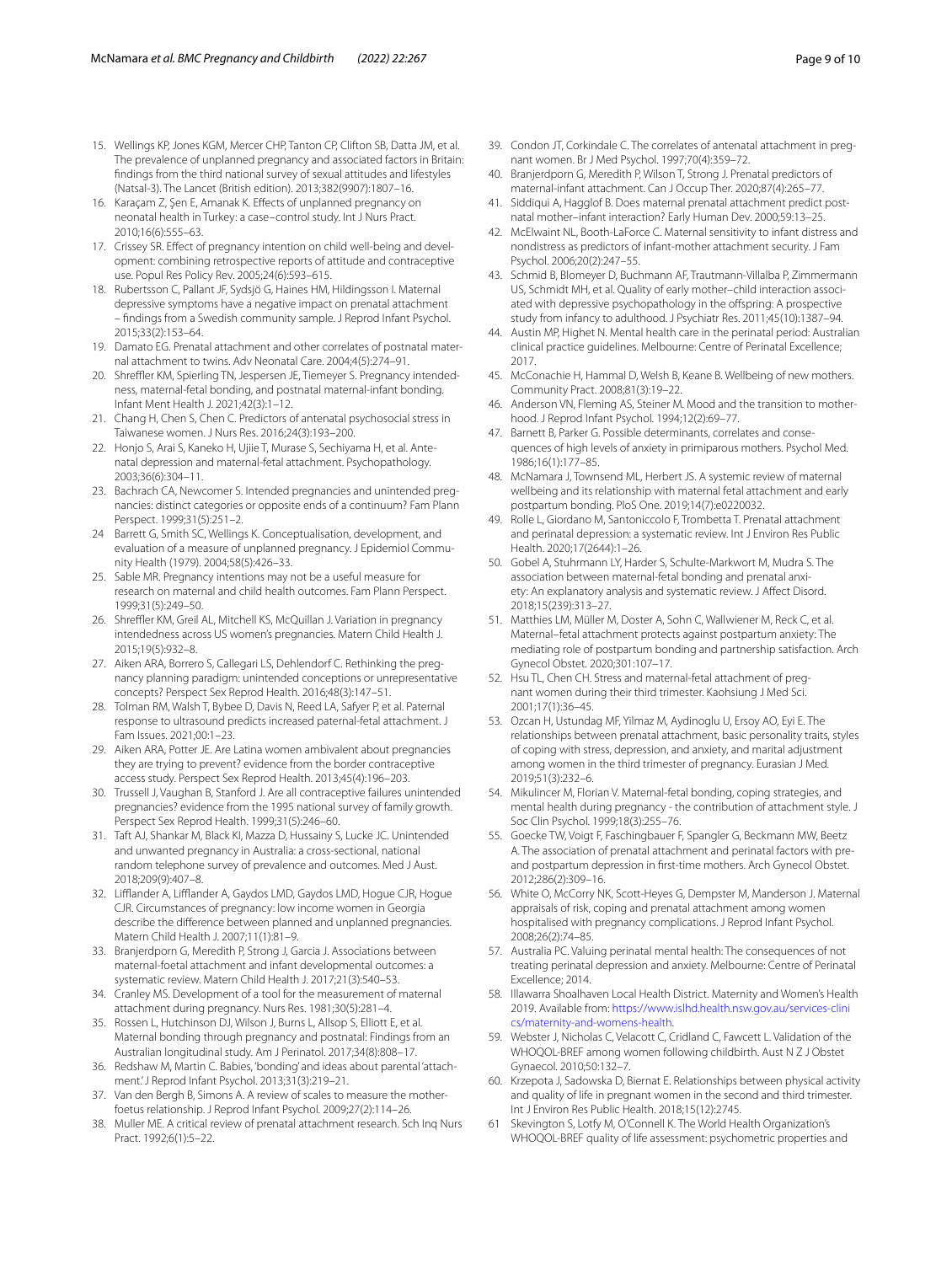15. Wellings KP, Jones KGM, Mercer CHP, Tanton CP, Clifton SB, Datta JM, et al. The prevalence of unplanned pregnancy and associated factors in Britain: findings from the third national survey of sexual attitudes and lifestyles (Natsal-3). The Lancet (British edition). 2013;382(9907):1807–16.
16. Karaçam Z, Şen E, Amanak K. Effects of unplanned pregnancy on neonatal health in Turkey: a case–control study. Int J Nurs Pract. 2010;16(6):555–63.
17. Crissey SR. Effect of pregnancy intention on child well-being and development: combining retrospective reports of attitude and contraceptive use. Popul Res Policy Rev. 2005;24(6):593–615.
18. Rubertsson C, Pallant JF, Sydsjö G, Haines HM, Hildingsson I. Maternal depressive symptoms have a negative impact on prenatal attachment – findings from a Swedish community sample. J Reprod Infant Psychol. 2015;33(2):153–64.
19. Damato EG. Prenatal attachment and other correlates of postnatal maternal attachment to twins. Adv Neonatal Care. 2004;4(5):274–91.
20. Shreffler KM, Spierling TN, Jespersen JE, Tiemeyer S. Pregnancy intendedness, maternal-fetal bonding, and postnatal maternal-infant bonding. Infant Ment Health J. 2021;42(3):1–12.
21. Chang H, Chen S, Chen C. Predictors of antenatal psychosocial stress in Taiwanese women. J Nurs Res. 2016;24(3):193–200.
22. Honjo S, Arai S, Kaneko H, Ujiie T, Murase S, Sechiyama H, et al. Antenatal depression and maternal-fetal attachment. Psychopathology. 2003;36(6):304–11.
23. Bachrach CA, Newcomer S. Intended pregnancies and unintended pregnancies: distinct categories or opposite ends of a continuum? Fam Plann Perspect. 1999;31(5):251–2.
24 Barrett G, Smith SC, Wellings K. Conceptualisation, development, and evaluation of a measure of unplanned pregnancy. J Epidemiol Community Health (1979). 2004;58(5):426–33.
25. Sable MR. Pregnancy intentions may not be a useful measure for research on maternal and child health outcomes. Fam Plann Perspect. 1999;31(5):249–50.
26. Shreffler KM, Greil AL, Mitchell KS, McQuillan J. Variation in pregnancy intendedness across US women's pregnancies. Matern Child Health J. 2015;19(5):932–8.
27. Aiken ARA, Borrero S, Callegari LS, Dehlendorf C. Rethinking the pregnancy planning paradigm: unintended conceptions or unrepresentative concepts? Perspect Sex Reprod Health. 2016;48(3):147–51.
28. Tolman RM, Walsh T, Bybee D, Davis N, Reed LA, Safyer P, et al. Paternal response to ultrasound predicts increased paternal-fetal attachment. J Fam Issues. 2021;00:1–23.
29. Aiken ARA, Potter JE. Are Latina women ambivalent about pregnancies they are trying to prevent? evidence from the border contraceptive access study. Perspect Sex Reprod Health. 2013;45(4):196–203.
30. Trussell J, Vaughan B, Stanford J. Are all contraceptive failures unintended pregnancies? evidence from the 1995 national survey of family growth. Perspect Sex Reprod Health. 1999;31(5):246–60.
31. Taft AJ, Shankar M, Black KI, Mazza D, Hussainy S, Lucke JC. Unintended and unwanted pregnancy in Australia: a cross-sectional, national random telephone survey of prevalence and outcomes. Med J Aust. 2018;209(9):407–8.
32. Lifflander A, Lifflander A, Gaydos LMD, Gaydos LMD, Hogue CJR, Hogue CJR. Circumstances of pregnancy: low income women in Georgia describe the difference between planned and unplanned pregnancies. Matern Child Health J. 2007;11(1):81–9.
33. Branjerdporn G, Meredith P, Strong J, Garcia J. Associations between maternal-foetal attachment and infant developmental outcomes: a systematic review. Matern Child Health J. 2017;21(3):540–53.
34. Cranley MS. Development of a tool for the measurement of maternal attachment during pregnancy. Nurs Res. 1981;30(5):281–4.
35. Rossen L, Hutchinson DJ, Wilson J, Burns L, Allsop S, Elliott E, et al. Maternal bonding through pregnancy and postnatal: Findings from an Australian longitudinal study. Am J Perinatol. 2017;34(8):808–17.
36. Redshaw M, Martin C. Babies, 'bonding' and ideas about parental 'attachment.' J Reprod Infant Psychol. 2013;31(3):219–21.
37. Van den Bergh B, Simons A. A review of scales to measure the mother-foetus relationship. J Reprod Infant Psychol. 2009;27(2):114–26.
38. Muller ME. A critical review of prenatal attachment research. Sch Inq Nurs Pract. 1992;6(1):5–22.
39. Condon JT, Corkindale C. The correlates of antenatal attachment in pregnant women. Br J Med Psychol. 1997;70(4):359–72.
40. Branjerdporn G, Meredith P, Wilson T, Strong J. Prenatal predictors of maternal-infant attachment. Can J Occup Ther. 2020;87(4):265–77.
41. Siddiqui A, Hagglof B. Does maternal prenatal attachment predict postnatal mother–infant interaction? Early Human Dev. 2000;59:13–25.
42. McElwaint NL, Booth-LaForce C. Maternal sensitivity to infant distress and nondistress as predictors of infant-mother attachment security. J Fam Psychol. 2006;20(2):247–55.
43. Schmid B, Blomeyer D, Buchmann AF, Trautmann-Villalba P, Zimmermann US, Schmidt MH, et al. Quality of early mother–child interaction associated with depressive psychopathology in the offspring: A prospective study from infancy to adulthood. J Psychiatr Res. 2011;45(10):1387–94.
44. Austin MP, Highet N. Mental health care in the perinatal period: Australian clinical practice guidelines. Melbourne: Centre of Perinatal Excellence; 2017.
45. McConachie H, Hammal D, Welsh B, Keane B. Wellbeing of new mothers. Community Pract. 2008;81(3):19–22.
46. Anderson VN, Fleming AS, Steiner M. Mood and the transition to motherhood. J Reprod Infant Psychol. 1994;12(2):69–77.
47. Barnett B, Parker G. Possible determinants, correlates and consequences of high levels of anxiety in primiparous mothers. Psychol Med. 1986;16(1):177–85.
48. McNamara J, Townsend ML, Herbert JS. A systemic review of maternal wellbeing and its relationship with maternal fetal attachment and early postpartum bonding. PloS One. 2019;14(7):e0220032.
49. Rolle L, Giordano M, Santoniccolo F, Trombetta T. Prenatal attachment and perinatal depression: a systematic review. Int J Environ Res Public Health. 2020;17(2644):1–26.
50. Gobel A, Stuhrmann LY, Harder S, Schulte-Markwort M, Mudra S. The association between maternal-fetal bonding and prenatal anxiety: An explanatory analysis and systematic review. J Affect Disord. 2018;15(239):313–27.
51. Matthies LM, Müller M, Doster A, Sohn C, Wallwiener M, Reck C, et al. Maternal–fetal attachment protects against postpartum anxiety: The mediating role of postpartum bonding and partnership satisfaction. Arch Gynecol Obstet. 2020;301:107–17.
52. Hsu TL, Chen CH. Stress and maternal-fetal attachment of pregnant women during their third trimester. Kaohsiung J Med Sci. 2001;17(1):36–45.
53. Ozcan H, Ustundag MF, Yilmaz M, Aydinoglu U, Ersoy AO, Eyi E. The relationships between prenatal attachment, basic personality traits, styles of coping with stress, depression, and anxiety, and marital adjustment among women in the third trimester of pregnancy. Eurasian J Med. 2019;51(3):232–6.
54. Mikulincer M, Florian V. Maternal-fetal bonding, coping strategies, and mental health during pregnancy - the contribution of attachment style. J Soc Clin Psychol. 1999;18(3):255–76.
55. Goecke TW, Voigt F, Faschingbauer F, Spangler G, Beckmann MW, Beetz A. The association of prenatal attachment and perinatal factors with pre- and postpartum depression in first-time mothers. Arch Gynecol Obstet. 2012;286(2):309–16.
56. White O, McCorry NK, Scott-Heyes G, Dempster M, Manderson J. Maternal appraisals of risk, coping and prenatal attachment among women hospitalised with pregnancy complications. J Reprod Infant Psychol. 2008;26(2):74–85.
57. Australia PC. Valuing perinatal mental health: The consequences of not treating perinatal depression and anxiety. Melbourne: Centre of Perinatal Excellence; 2014.
58. Illawarra Shoalhaven Local Health District. Maternity and Women's Health 2019. Available from: https://www.islhd.health.nsw.gov.au/services-clinics/maternity-and-womens-health.
59. Webster J, Nicholas C, Velacott C, Cridland C, Fawcett L. Validation of the WHOQOL-BREF among women following childbirth. Aust N Z J Obstet Gynaecol. 2010;50:132–7.
60. Krzepota J, Sadowska D, Biernat E. Relationships between physical activity and quality of life in pregnant women in the second and third trimester. Int J Environ Res Public Health. 2018;15(12):2745.
61 Skevington S, Lotfy M, O'Connell K. The World Health Organization's WHOQOL-BREF quality of life assessment: psychometric properties and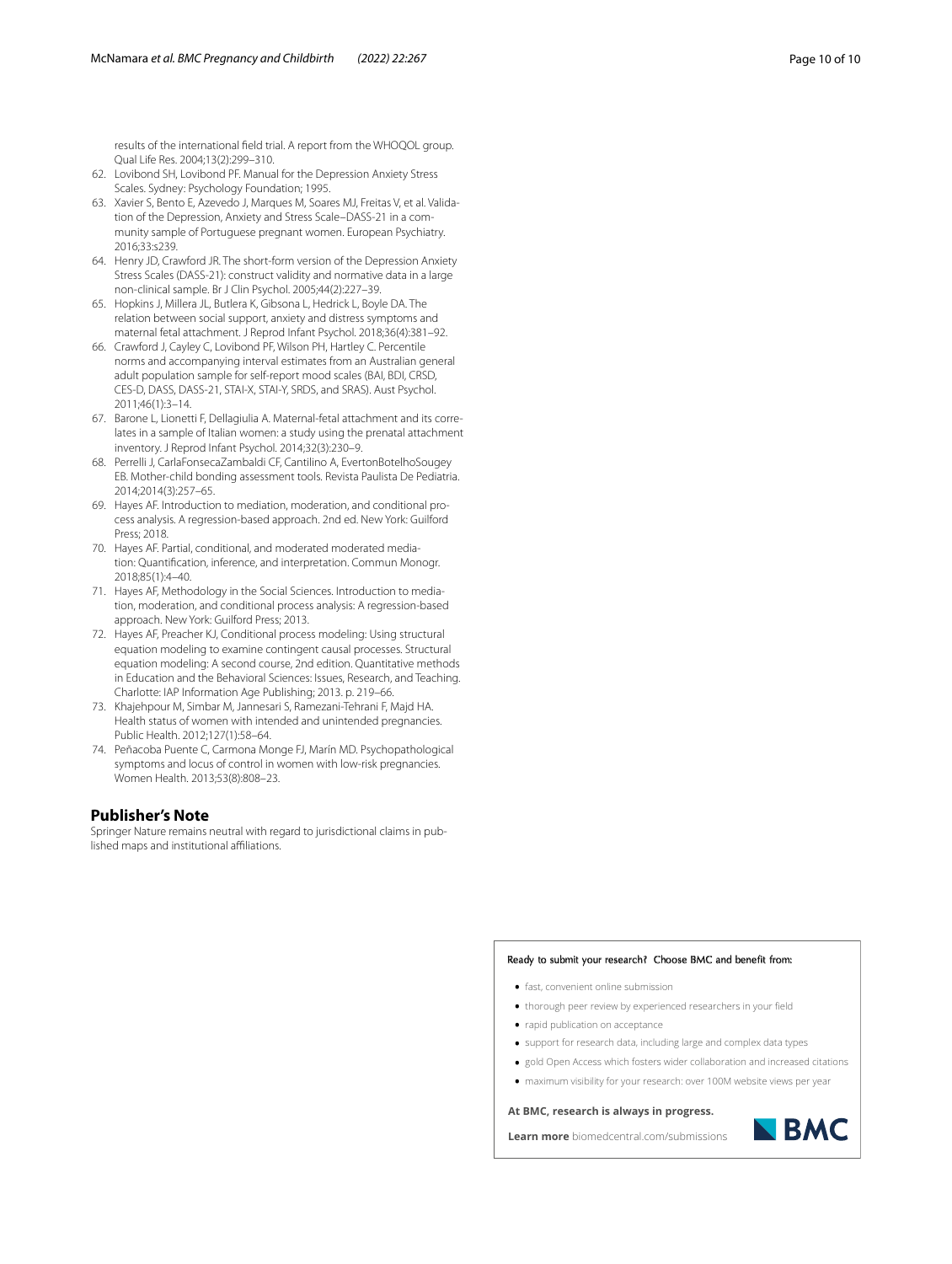results of the international field trial. A report from the WHOQOL group. Qual Life Res. 2004;13(2):299–310.

62. Lovibond SH, Lovibond PF. Manual for the Depression Anxiety Stress Scales. Sydney: Psychology Foundation; 1995.
63. Xavier S, Bento E, Azevedo J, Marques M, Soares MJ, Freitas V, et al. Validation of the Depression, Anxiety and Stress Scale–DASS-21 in a community sample of Portuguese pregnant women. European Psychiatry. 2016;33:s239.
64. Henry JD, Crawford JR. The short-form version of the Depression Anxiety Stress Scales (DASS-21): construct validity and normative data in a large non-clinical sample. Br J Clin Psychol. 2005;44(2):227–39.
65. Hopkins J, Millera JL, Butlera K, Gibsona L, Hedrick L, Boyle DA. The relation between social support, anxiety and distress symptoms and maternal fetal attachment. J Reprod Infant Psychol. 2018;36(4):381–92.
66. Crawford J, Cayley C, Lovibond PF, Wilson PH, Hartley C. Percentile norms and accompanying interval estimates from an Australian general adult population sample for self-report mood scales (BAI, BDI, CRSD, CES-D, DASS, DASS-21, STAI-X, STAI-Y, SRDS, and SRAS). Aust Psychol. 2011;46(1):3–14.
67. Barone L, Lionetti F, Dellagiulia A. Maternal-fetal attachment and its correlates in a sample of Italian women: a study using the prenatal attachment inventory. J Reprod Infant Psychol. 2014;32(3):230–9.
68. Perrelli J, CarlaFonsecaZambaldi CF, Cantilino A, EvertonBotelhoSougey EB. Mother-child bonding assessment tools. Revista Paulista De Pediatria. 2014;2014(3):257–65.
69. Hayes AF. Introduction to mediation, moderation, and conditional process analysis. A regression-based approach. 2nd ed. New York: Guilford Press; 2018.
70. Hayes AF. Partial, conditional, and moderated moderated mediation: Quantification, inference, and interpretation. Commun Monogr. 2018;85(1):4–40.
71. Hayes AF, Methodology in the Social Sciences. Introduction to mediation, moderation, and conditional process analysis: A regression-based approach. New York: Guilford Press; 2013.
72. Hayes AF, Preacher KJ, Conditional process modeling: Using structural equation modeling to examine contingent causal processes. Structural equation modeling: A second course, 2nd edition. Quantitative methods in Education and the Behavioral Sciences: Issues, Research, and Teaching. Charlotte: IAP Information Age Publishing; 2013. p. 219–66.
73. Khajehpour M, Simbar M, Jannesari S, Ramezani-Tehrani F, Majd HA. Health status of women with intended and unintended pregnancies. Public Health. 2012;127(1):58–64.
74. Peñacoba Puente C, Carmona Monge FJ, Marín MD. Psychopathological symptoms and locus of control in women with low-risk pregnancies. Women Health. 2013;53(8):808–23.

## Publisher's Note

Springer Nature remains neutral with regard to jurisdictional claims in published maps and institutional affiliations.

Ready to submit your research? Choose BMC and benefit from:

- fast, convenient online submission
- thorough peer review by experienced researchers in your field
- rapid publication on acceptance
- support for research data, including large and complex data types
- gold Open Access which fosters wider collaboration and increased citations
- maximum visibility for your research: over 100M website views per year

**At BMC, research is always in progress.**

**Learn more** biomedcentral.com/submissions

BMC